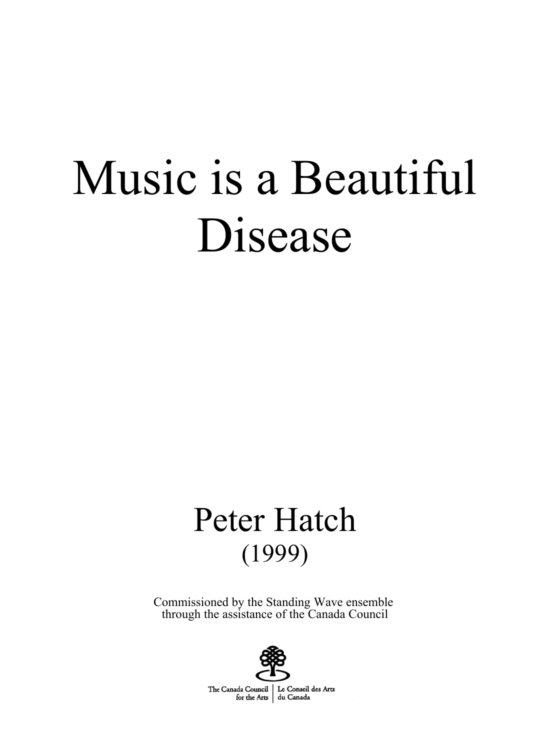# Music is a Beautiful Disease

## Peter Hatch

(1999)

Commissioned by the Standing Wave ensemble
through the assistance of the Canada Council

The Canada Council for the Arts | Le Conseil des Arts du Canada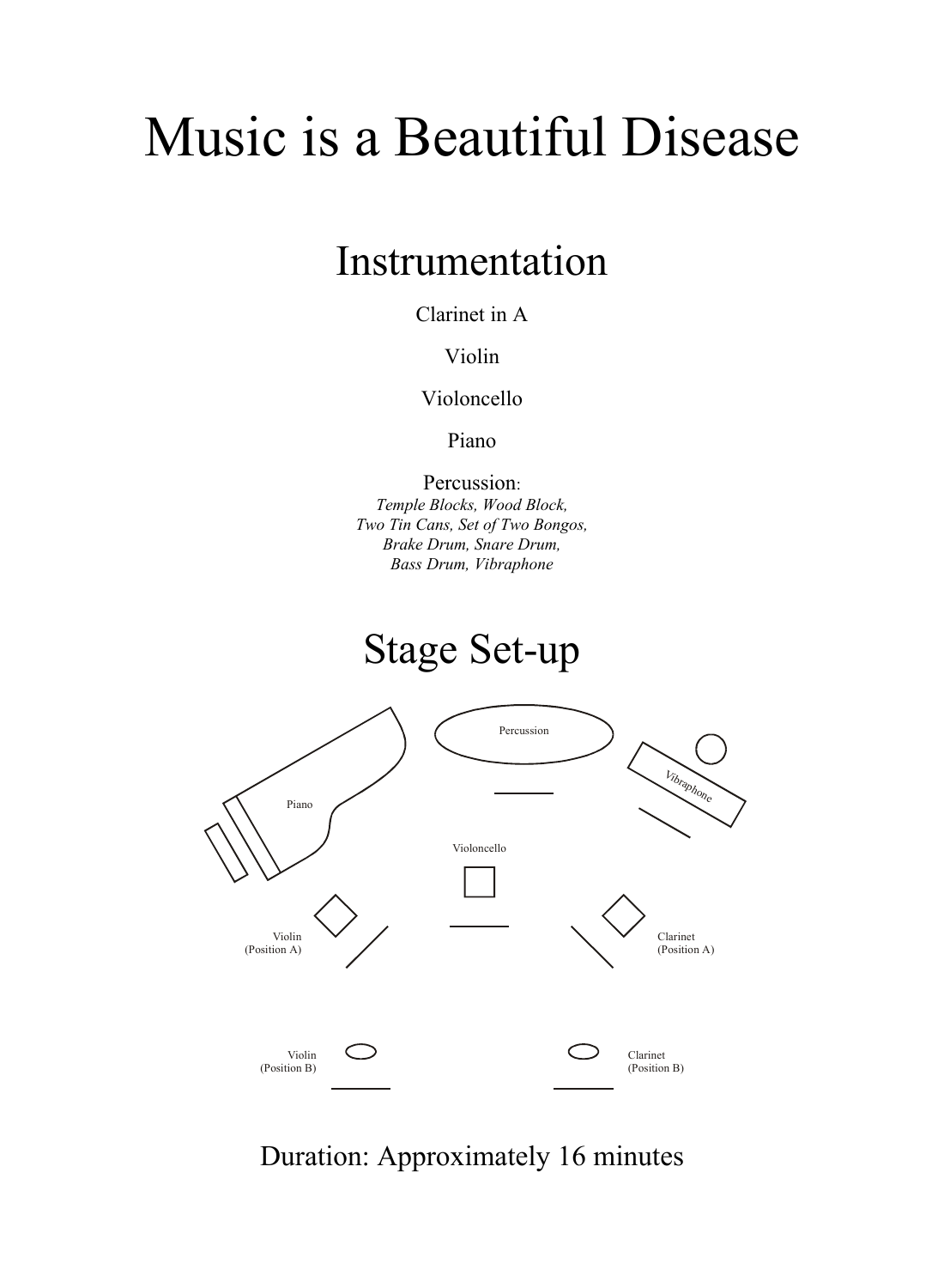# Music is a Beautiful Disease

## Instrumentation

Clarinet in A

Violin

Violoncello

Piano

Percussion:
*Temple Blocks, Wood Block,*
*Two Tin Cans, Set of Two Bongos,*
*Brake Drum, Snare Drum,*
*Bass Drum, Vibraphone*

## Stage Set-up

Percussion

Piano

Vibraphone

Violoncello

Violin
(Position A)

Clarinet
(Position A)

Violin
(Position B)

Clarinet
(Position B)

Duration: Approximately 16 minutes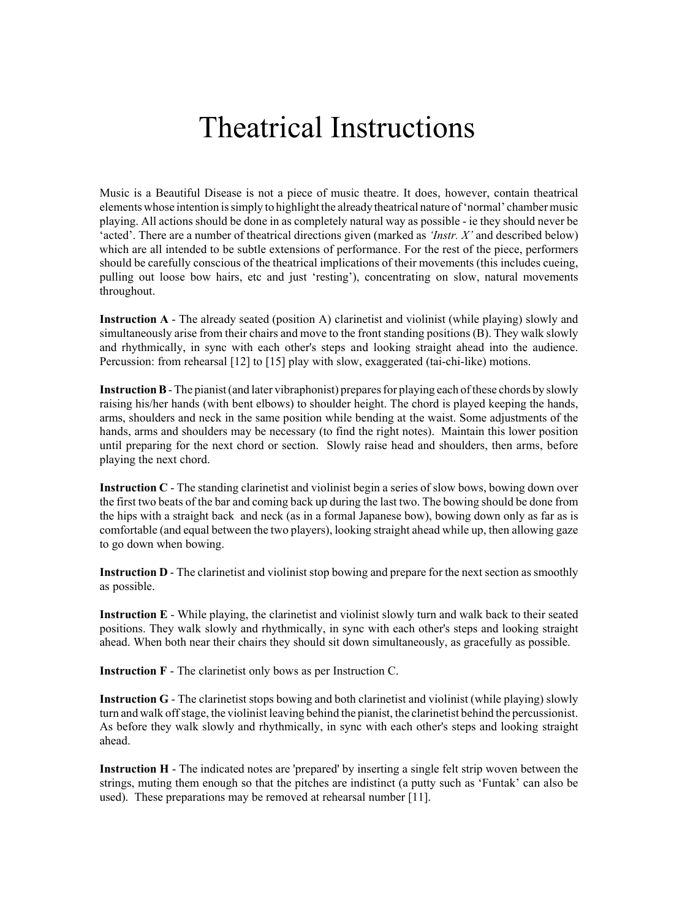# Theatrical Instructions

Music is a Beautiful Disease is not a piece of music theatre. It does, however, contain theatrical elements whose intention is simply to highlight the already theatrical nature of 'normal' chamber music playing. All actions should be done in as completely natural way as possible - ie they should never be 'acted'. There are a number of theatrical directions given (marked as *'Instr. X'* and described below) which are all intended to be subtle extensions of performance. For the rest of the piece, performers should be carefully conscious of the theatrical implications of their movements (this includes cueing, pulling out loose bow hairs, etc and just 'resting'), concentrating on slow, natural movements throughout.

**Instruction A** - The already seated (position A) clarinetist and violinist (while playing) slowly and simultaneously arise from their chairs and move to the front standing positions (B). They walk slowly and rhythmically, in sync with each other's steps and looking straight ahead into the audience. Percussion: from rehearsal [12] to [15] play with slow, exaggerated (tai-chi-like) motions.

**Instruction B** - The pianist (and later vibraphonist) prepares for playing each of these chords by slowly raising his/her hands (with bent elbows) to shoulder height. The chord is played keeping the hands, arms, shoulders and neck in the same position while bending at the waist. Some adjustments of the hands, arms and shoulders may be necessary (to find the right notes). Maintain this lower position until preparing for the next chord or section. Slowly raise head and shoulders, then arms, before playing the next chord.

**Instruction C** - The standing clarinetist and violinist begin a series of slow bows, bowing down over the first two beats of the bar and coming back up during the last two. The bowing should be done from the hips with a straight back and neck (as in a formal Japanese bow), bowing down only as far as is comfortable (and equal between the two players), looking straight ahead while up, then allowing gaze to go down when bowing.

**Instruction D** - The clarinetist and violinist stop bowing and prepare for the next section as smoothly as possible.

**Instruction E** - While playing, the clarinetist and violinist slowly turn and walk back to their seated positions. They walk slowly and rhythmically, in sync with each other's steps and looking straight ahead. When both near their chairs they should sit down simultaneously, as gracefully as possible.

**Instruction F** - The clarinetist only bows as per Instruction C.

**Instruction G** - The clarinetist stops bowing and both clarinetist and violinist (while playing) slowly turn and walk off stage, the violinist leaving behind the pianist, the clarinetist behind the percussionist. As before they walk slowly and rhythmically, in sync with each other's steps and looking straight ahead.

**Instruction H** - The indicated notes are 'prepared' by inserting a single felt strip woven between the strings, muting them enough so that the pitches are indistinct (a putty such as 'Funtak' can also be used). These preparations may be removed at rehearsal number [11].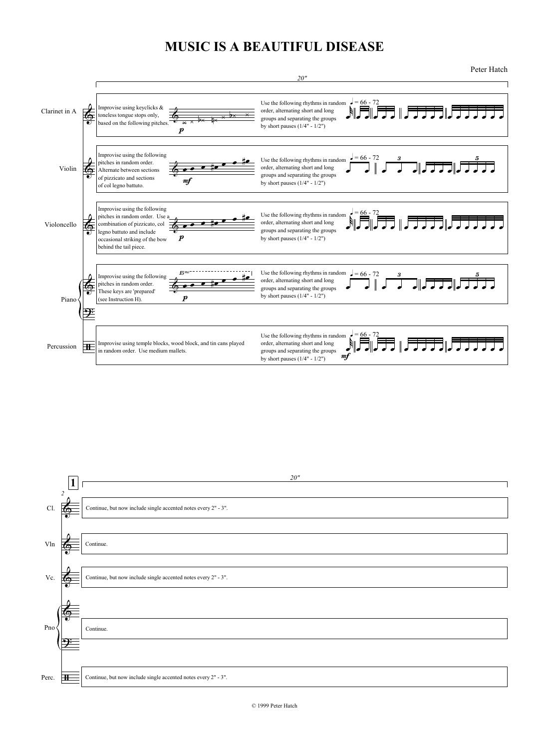# MUSIC IS A BEAUTIFUL DISEASE

Peter Hatch

20"

**Clarinet in A**

Improvise using keyclicks & toneless tongue stops only, based on the following pitches.

*p*

Use the following rhythms in random order, alternating short and long groups and separating the groups by short pauses (1/4" - 1/2")

♩ = 66 - 72

**Violin**

Improvise using the following pitches in random order. Alternate between sections of pizzicato and sections of col legno battuto.

*mf*

Use the following rhythms in random order, alternating short and long groups and separating the groups by short pauses (1/4" - 1/2")

♩ = 66 - 72

**Violoncello**

Improvise using the following pitches in random order. Use a combination of pizzicato, col legno battuto and include occasional striking of the bow behind the tail piece.

*p*

Use the following rhythms in random order, alternating short and long groups and separating the groups by short pauses (1/4" - 1/2")

♩ = 66 - 72

**Piano**

Improvise using the following pitches in random order. These keys are 'prepared' (see Instruction H).

15ma

*p*

Use the following rhythms in random order, alternating short and long groups and separating the groups by short pauses (1/4" - 1/2")

♩ = 66 - 72

**Percussion**

Improvise using temple blocks, wood block, and tin cans played in random order. Use medium mallets.

Use the following rhythms in random order, alternating short and long groups and separating the groups by short pauses (1/4" - 1/2")

♩ = 66 - 72

*mf*

**1**

2

20"

Cl. — Continue, but now include single accented notes every 2" - 3".

Vln — Continue.

Vc. — Continue, but now include single accented notes every 2" - 3".

Pno — Continue.

Perc. — Continue, but now include single accented notes every 2" - 3".

© 1999 Peter Hatch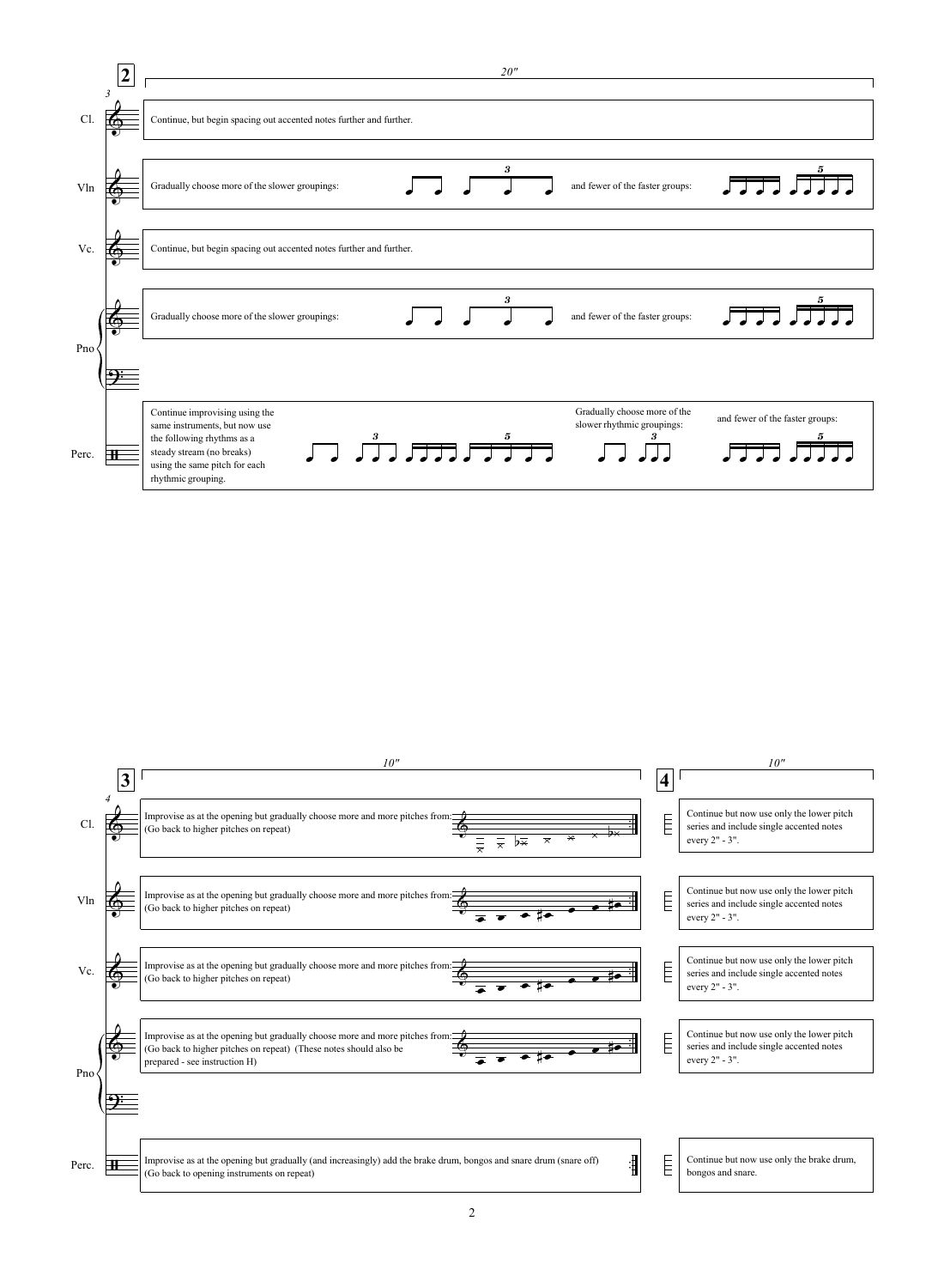## 2

*20″*

*3*

**Cl.** Continue, but begin spacing out accented notes further and further.

**Vln** Gradually choose more of the slower groupings: [2, 3] and fewer of the faster groups: [4, 5]

**Vc.** Continue, but begin spacing out accented notes further and further.

**Pno** Gradually choose more of the slower groupings: [2, 3] and fewer of the faster groups: [4, 5]

**Perc.** Continue improvising using the same instruments, but now use the following rhythms as a steady stream (no breaks) using the same pitch for each rhythmic grouping. [2, 3, 4, 5]

Gradually choose more of the slower rhythmic groupings: [2, 3] and fewer of the faster groups: [4, 5]

## 3

*10″*

*4*

**Cl.** Improvise as at the opening but gradually choose more and more pitches from: (Go back to higher pitches on repeat)

**Vln** Improvise as at the opening but gradually choose more and more pitches from: (Go back to higher pitches on repeat)

**Vc.** Improvise as at the opening but gradually choose more and more pitches from: (Go back to higher pitches on repeat)

**Pno** Improvise as at the opening but gradually choose more and more pitches from: (Go back to higher pitches on repeat) (These notes should also be prepared - see instruction H)

**Perc.** Improvise as at the opening but gradually (and increasingly) add the brake drum, bongos and snare drum (snare off) (Go back to opening instruments on repeat)

## 4

*10″*

**Cl.** Continue but now use only the lower pitch series and include single accented notes every 2" - 3".

**Vln** Continue but now use only the lower pitch series and include single accented notes every 2" - 3".

**Vc.** Continue but now use only the lower pitch series and include single accented notes every 2" - 3".

**Pno** Continue but now use only the lower pitch series and include single accented notes every 2" - 3".

**Perc.** Continue but now use only the brake drum, bongos and snare.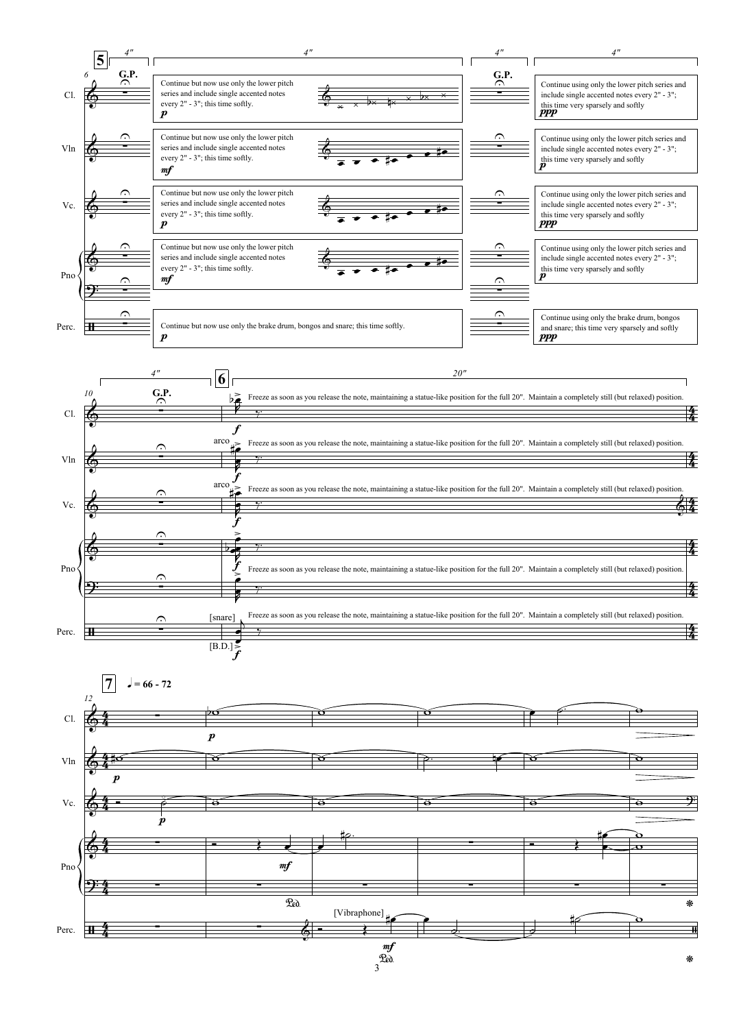**5**

4″ | 4″ | 4″ | 4″

Cl. — G.P. — Continue but now use only the lower pitch series and include single accented notes every 2" - 3"; this time softly. *p* — G.P. — Continue using only the lower pitch series and include single accented notes every 2" - 3"; this time very sparsely and softly *ppp*

Vln — Continue but now use only the lower pitch series and include single accented notes every 2" - 3"; this time softly. *mf* — Continue using only the lower pitch series and include single accented notes every 2" - 3"; this time very sparsely and softly *p*

Vc. — Continue but now use only the lower pitch series and include single accented notes every 2" - 3"; this time softly. *p* — Continue using only the lower pitch series and include single accented notes every 2" - 3"; this time very sparsely and softly *ppp*

Pno — Continue but now use only the lower pitch series and include single accented notes every 2" - 3"; this time softly. *mf* — Continue using only the lower pitch series and include single accented notes every 2" - 3"; this time very sparsely and softly *p*

Perc. — Continue but now use only the brake drum, bongos and snare; this time softly. *p* — Continue using only the brake drum, bongos and snare; this time very sparsely and softly *ppp*

4″ G.P. | **6** 20″

Freeze as soon as you release the note, maintaining a statue-like position for the full 20". Maintain a completely still (but relaxed) position.

arco — [snare] — [B.D.] — *f*

**7** ♩ = 66 - 72

*p* — *mf* — [Vibraphone] — Ped. — *mf* — Ped.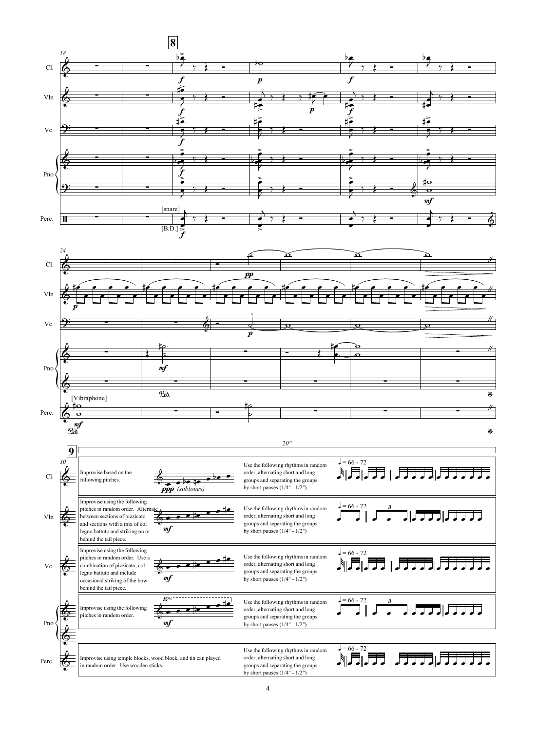Use the following rhythms in random order, alternating short and long groups and separating the groups by short pauses (1/4" - 1/2")

Improvise based on the following pitches.

*ppp (subtones)*

Improvise using the following pitches in random order. Alternate between sections of pizzicato and sections with a mix of col legno battuto and striking on or behind the tail piece.

Improvise using the following pitches in random order. Use a combination of pizzicato, col legno battuto and include occasional striking of the bow behind the tail piece.

Improvise using the following pitches in random order.

Improvise using temple blocks, wood block, and tin can played in random order. Use wooden sticks.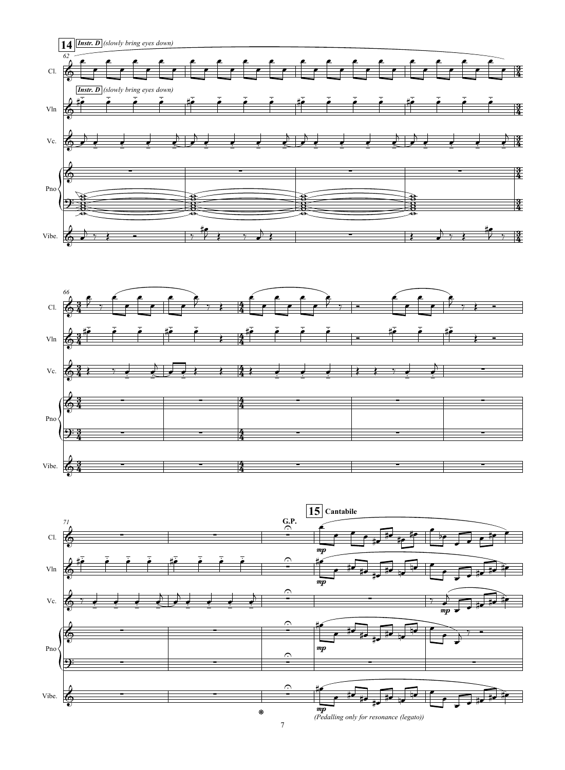**14** *Instr. D* *(slowly bring eyes down)*

Cl.

*Instr. D* *(slowly bring eyes down)*

Vln

Vc.

Pno

Vibe.

Cl.

Vln

Vc.

Pno

Vibe.

**G.P.**

**15** **Cantabile**

Cl.

Vln

Vc.

Pno

Vibe.

*mp*

*(Pedalling only for resonance (legato))*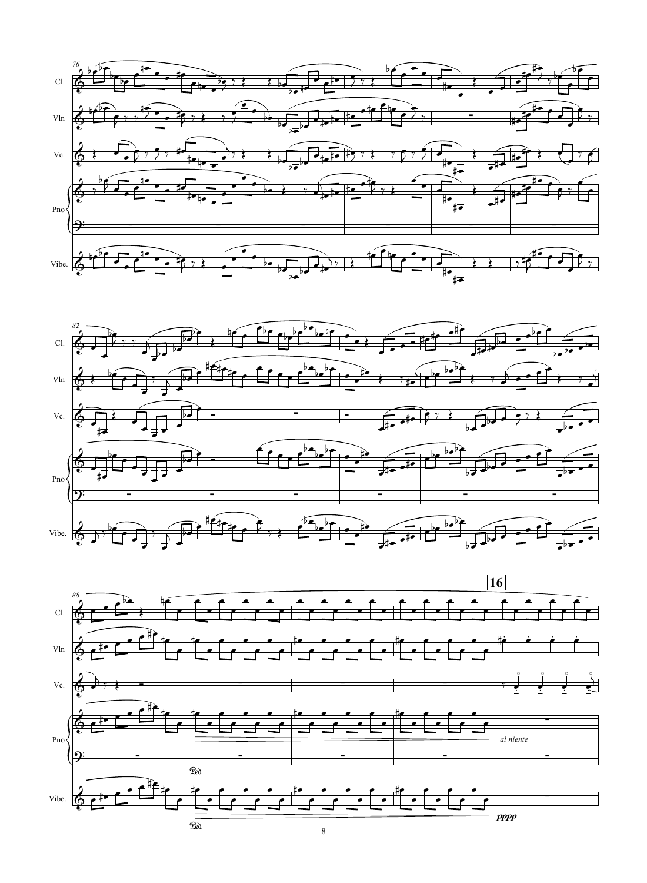76

Cl.

Vln

Vc.

Pno

Vibe.

82

Cl.

Vln

Vc.

Pno

Vibe.

88

**16**

Cl.

Vln

Vc.

Pno

*al niente*

Vibe.

*pppp*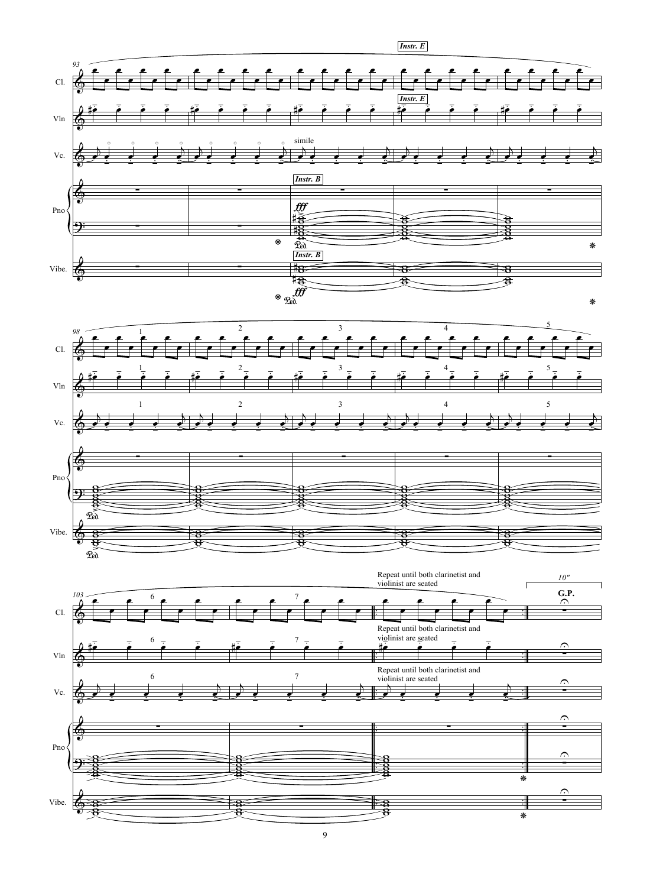Instr. E

Instr. E

simile

Instr. B

*fff*

Instr. B

*fff*

Repeat until both clarinetist and violinist are seated

Repeat until both clarinetist and violinist are seated

Repeat until both clarinetist and violinist are seated

10"

**G.P.**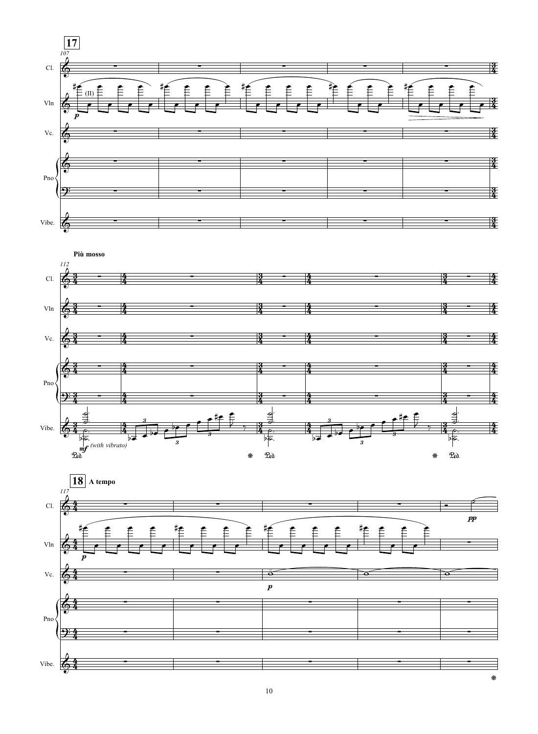**17**

107

Cl.

Vln

(II)

*p*

Vc.

Pno

Vibe.

**Più mosso**

112

Cl.

Vln

Vc.

Pno

Vibe.

*mf* *(with vibrato)*

**18** **A tempo**

117

Cl.

*pp*

Vln

*p*

Vc.

*p*

Pno

Vibe.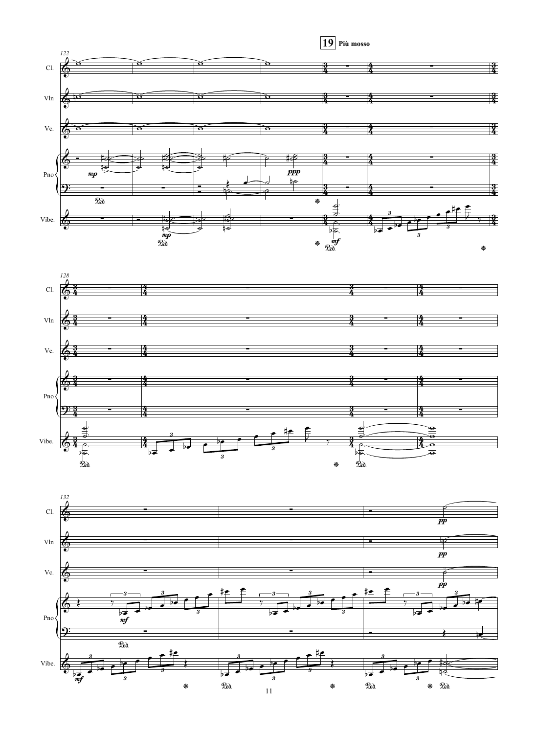**19** Più mosso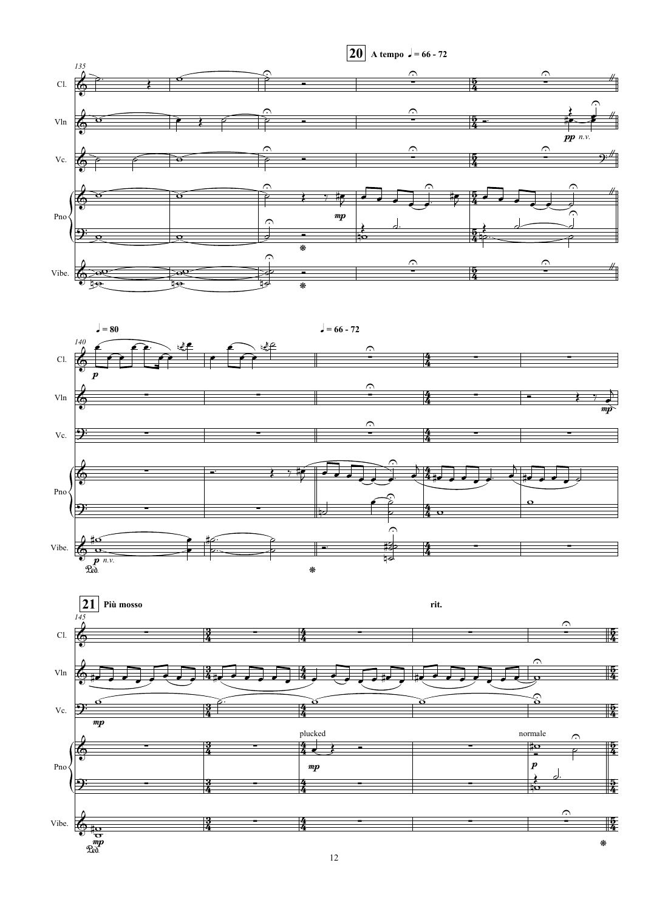**20** A tempo ♩ = 66 - 72

Cl.

Vln

Vc.

Pno

Vibe.

*pp* *n.v.*

*mp*

♩ = 80

♩ = 66 - 72

*p*

*p* *n.v.*

*mp*

**21** Più mosso

rit.

*mp*

plucked

normale

*mp*

*p*

*mp*